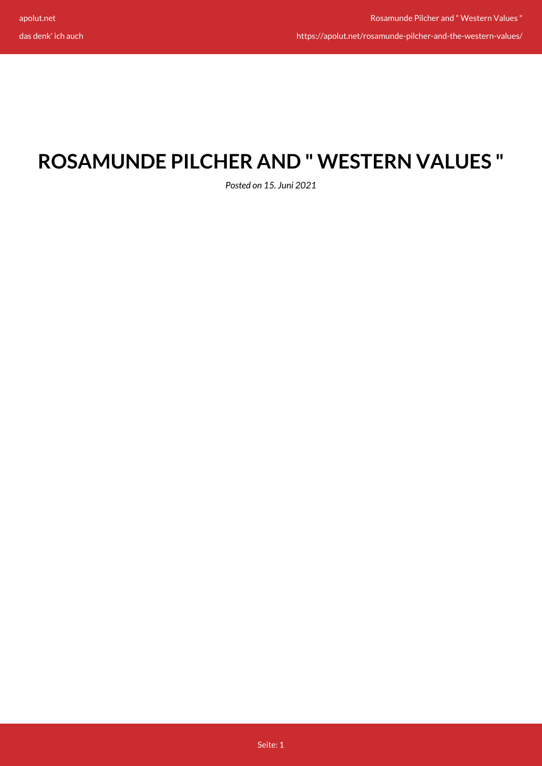# ROSAMUNDE PILCHER AND " WESTERN VALUES "

*Posted on 15. Juni 2021*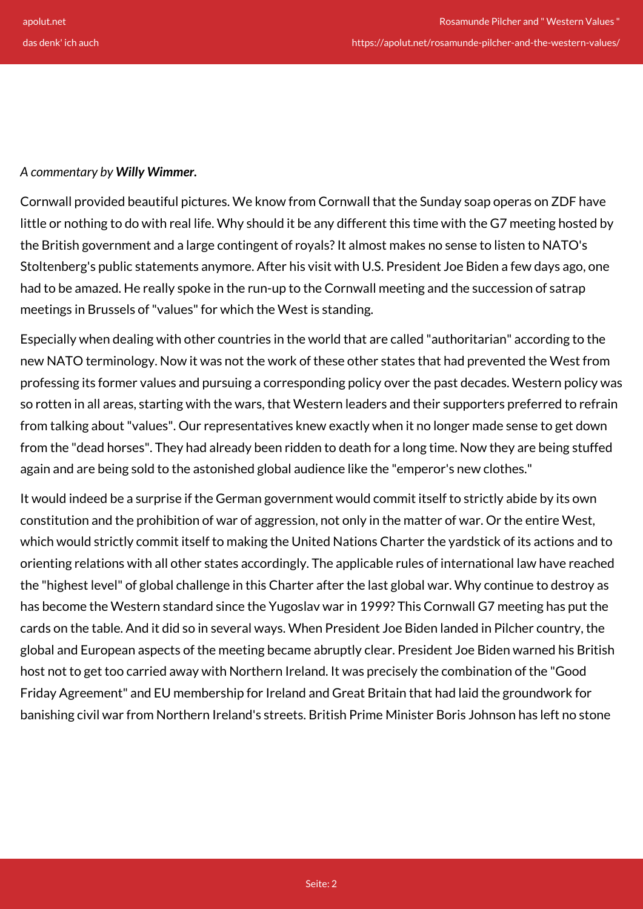*A commentary by **Willy Wimmer.***

Cornwall provided beautiful pictures. We know from Cornwall that the Sunday soap operas on ZDF have little or nothing to do with real life. Why should it be any different this time with the G7 meeting hosted by the British government and a large contingent of royals? It almost makes no sense to listen to NATO's Stoltenberg's public statements anymore. After his visit with U.S. President Joe Biden a few days ago, one had to be amazed. He really spoke in the run-up to the Cornwall meeting and the succession of satrap meetings in Brussels of "values" for which the West is standing.

Especially when dealing with other countries in the world that are called "authoritarian" according to the new NATO terminology. Now it was not the work of these other states that had prevented the West from professing its former values and pursuing a corresponding policy over the past decades. Western policy was so rotten in all areas, starting with the wars, that Western leaders and their supporters preferred to refrain from talking about "values". Our representatives knew exactly when it no longer made sense to get down from the "dead horses". They had already been ridden to death for a long time. Now they are being stuffed again and are being sold to the astonished global audience like the "emperor's new clothes."

It would indeed be a surprise if the German government would commit itself to strictly abide by its own constitution and the prohibition of war of aggression, not only in the matter of war. Or the entire West, which would strictly commit itself to making the United Nations Charter the yardstick of its actions and to orienting relations with all other states accordingly. The applicable rules of international law have reached the "highest level" of global challenge in this Charter after the last global war. Why continue to destroy as has become the Western standard since the Yugoslav war in 1999? This Cornwall G7 meeting has put the cards on the table. And it did so in several ways. When President Joe Biden landed in Pilcher country, the global and European aspects of the meeting became abruptly clear. President Joe Biden warned his British host not to get too carried away with Northern Ireland. It was precisely the combination of the "Good Friday Agreement" and EU membership for Ireland and Great Britain that had laid the groundwork for banishing civil war from Northern Ireland's streets. British Prime Minister Boris Johnson has left no stone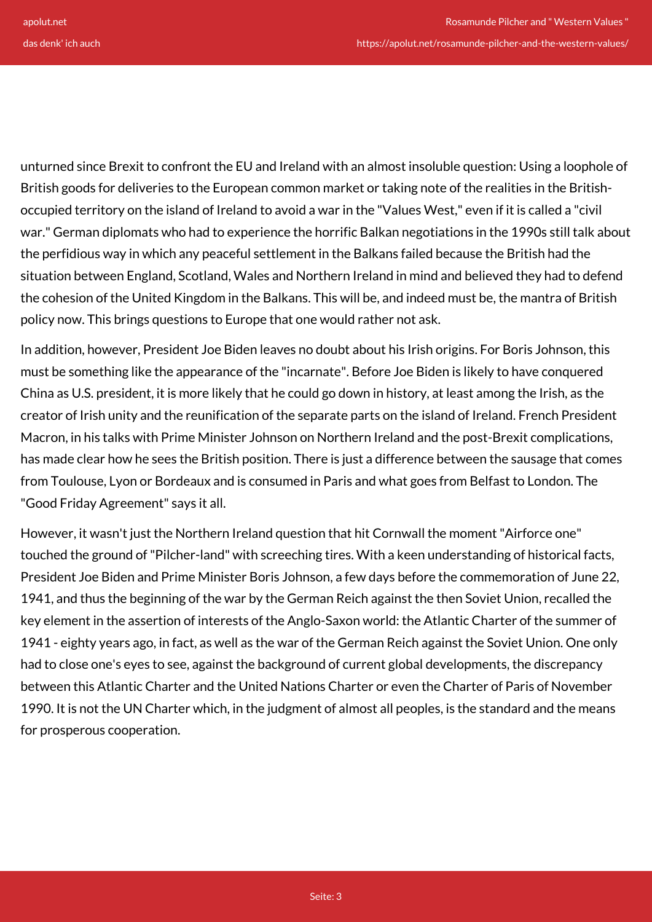unturned since Brexit to confront the EU and Ireland with an almost insoluble question: Using a loophole of British goods for deliveries to the European common market or taking note of the realities in the British-occupied territory on the island of Ireland to avoid a war in the "Values West," even if it is called a "civil war." German diplomats who had to experience the horrific Balkan negotiations in the 1990s still talk about the perfidious way in which any peaceful settlement in the Balkans failed because the British had the situation between England, Scotland, Wales and Northern Ireland in mind and believed they had to defend the cohesion of the United Kingdom in the Balkans. This will be, and indeed must be, the mantra of British policy now. This brings questions to Europe that one would rather not ask.

In addition, however, President Joe Biden leaves no doubt about his Irish origins. For Boris Johnson, this must be something like the appearance of the "incarnate". Before Joe Biden is likely to have conquered China as U.S. president, it is more likely that he could go down in history, at least among the Irish, as the creator of Irish unity and the reunification of the separate parts on the island of Ireland. French President Macron, in his talks with Prime Minister Johnson on Northern Ireland and the post-Brexit complications, has made clear how he sees the British position. There is just a difference between the sausage that comes from Toulouse, Lyon or Bordeaux and is consumed in Paris and what goes from Belfast to London. The "Good Friday Agreement" says it all.

However, it wasn't just the Northern Ireland question that hit Cornwall the moment "Airforce one" touched the ground of "Pilcher-land" with screeching tires. With a keen understanding of historical facts, President Joe Biden and Prime Minister Boris Johnson, a few days before the commemoration of June 22, 1941, and thus the beginning of the war by the German Reich against the then Soviet Union, recalled the key element in the assertion of interests of the Anglo-Saxon world: the Atlantic Charter of the summer of 1941 - eighty years ago, in fact, as well as the war of the German Reich against the Soviet Union. One only had to close one's eyes to see, against the background of current global developments, the discrepancy between this Atlantic Charter and the United Nations Charter or even the Charter of Paris of November 1990. It is not the UN Charter which, in the judgment of almost all peoples, is the standard and the means for prosperous cooperation.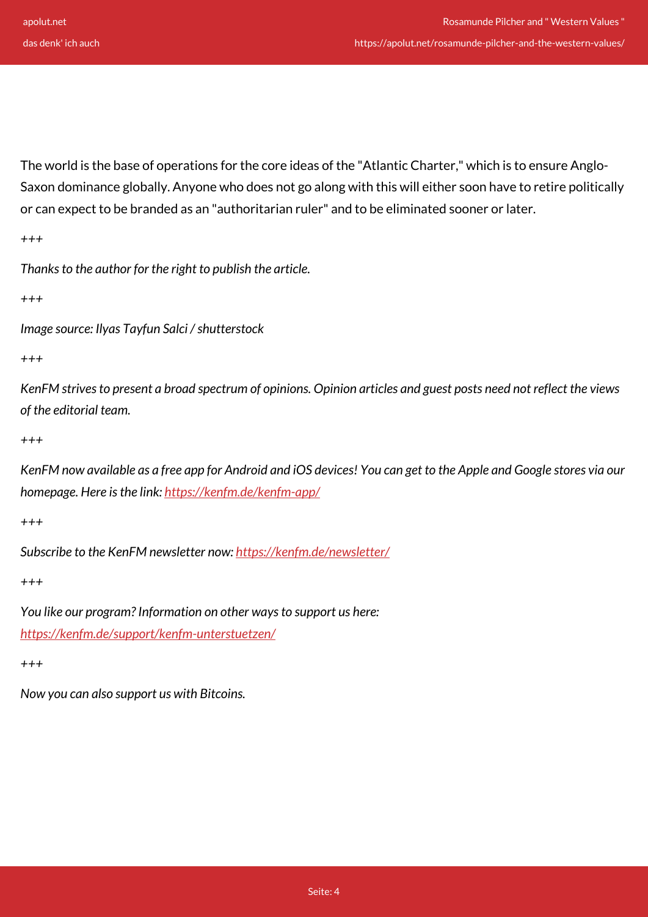The world is the base of operations for the core ideas of the "Atlantic Charter," which is to ensure Anglo-Saxon dominance globally. Anyone who does not go along with this will either soon have to retire politically or can expect to be branded as an "authoritarian ruler" and to be eliminated sooner or later.

*+++*

*Thanks to the author for the right to publish the article.*

*+++*

*Image source: Ilyas Tayfun Salci / shutterstock*

*+++*

*KenFM strives to present a broad spectrum of opinions. Opinion articles and guest posts need not reflect the views of the editorial team.*

*+++*

*KenFM now available as a free app for Android and iOS devices! You can get to the Apple and Google stores via our homepage. Here is the link: [https://kenfm.de/kenfm-app/](https://kenfm.de/kenfm-app/)*

*+++*

*Subscribe to the KenFM newsletter now: [https://kenfm.de/newsletter/](https://kenfm.de/newsletter/)*

*+++*

*You like our program? Information on other ways to support us here: [https://kenfm.de/support/kenfm-unterstuetzen/](https://kenfm.de/support/kenfm-unterstuetzen/)*

*+++*

*Now you can also support us with Bitcoins.*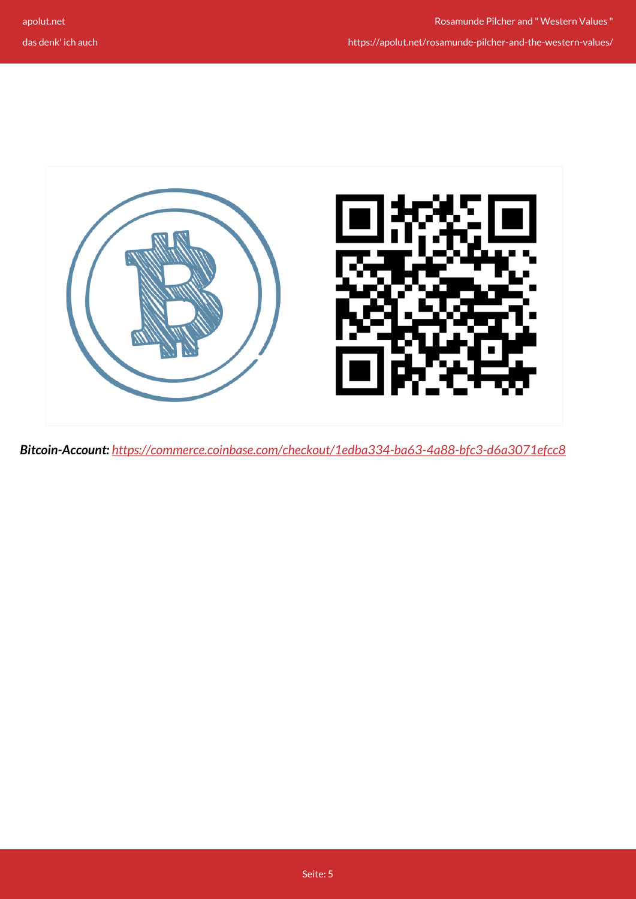***Bitcoin-Account:** https://commerce.coinbase.com/checkout/1edba334-ba63-4a88-bfc3-d6a3071efcc8*